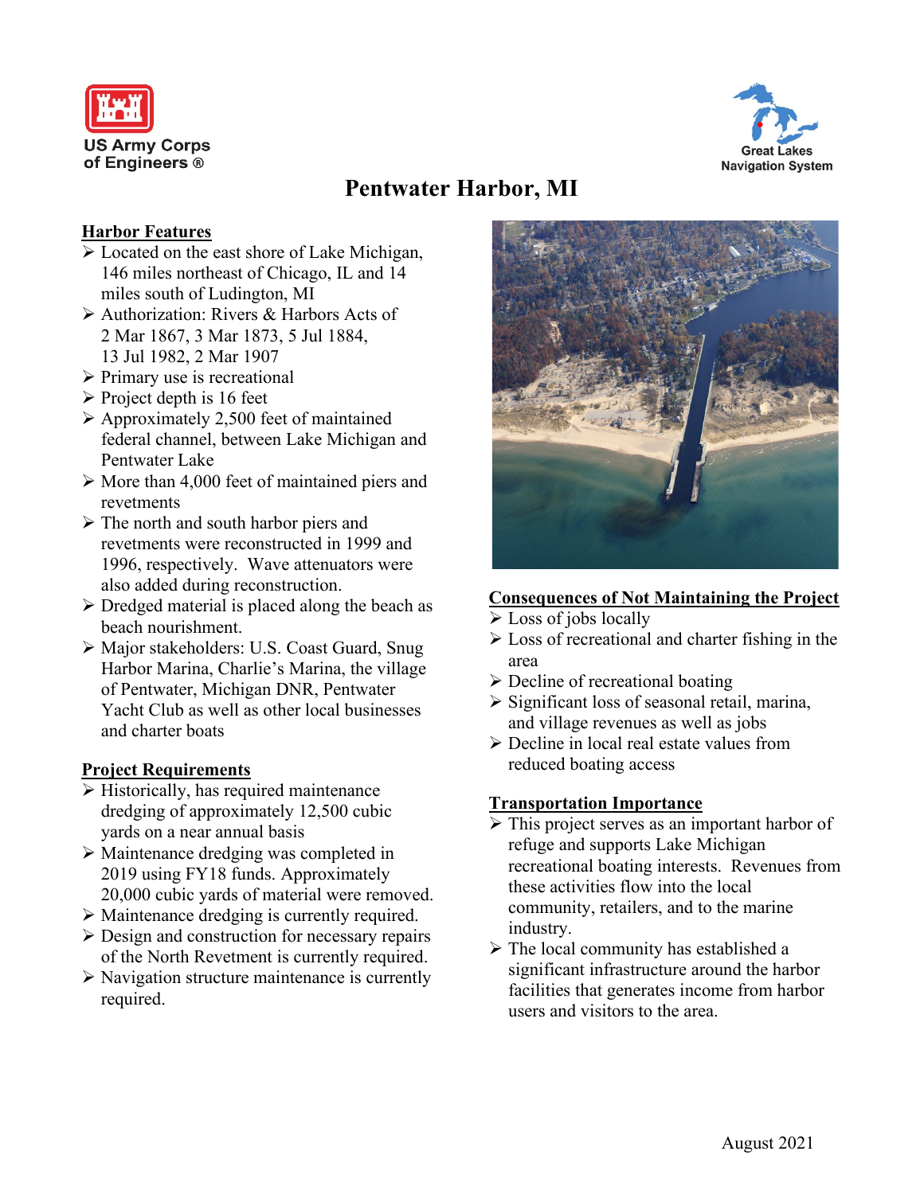US Army Corps of Engineers ®

Great Lakes Navigation System

# Pentwater Harbor, MI

## Harbor Features

- Located on the east shore of Lake Michigan, 146 miles northeast of Chicago, IL and 14 miles south of Ludington, MI
- Authorization: Rivers & Harbors Acts of 2 Mar 1867, 3 Mar 1873, 5 Jul 1884, 13 Jul 1982, 2 Mar 1907
- Primary use is recreational
- Project depth is 16 feet
- Approximately 2,500 feet of maintained federal channel, between Lake Michigan and Pentwater Lake
- More than 4,000 feet of maintained piers and revetments
- The north and south harbor piers and revetments were reconstructed in 1999 and 1996, respectively. Wave attenuators were also added during reconstruction.
- Dredged material is placed along the beach as beach nourishment.
- Major stakeholders: U.S. Coast Guard, Snug Harbor Marina, Charlie's Marina, the village of Pentwater, Michigan DNR, Pentwater Yacht Club as well as other local businesses and charter boats

## Project Requirements

- Historically, has required maintenance dredging of approximately 12,500 cubic yards on a near annual basis
- Maintenance dredging was completed in 2019 using FY18 funds. Approximately 20,000 cubic yards of material were removed.
- Maintenance dredging is currently required.
- Design and construction for necessary repairs of the North Revetment is currently required.
- Navigation structure maintenance is currently required.

## Consequences of Not Maintaining the Project

- Loss of jobs locally
- Loss of recreational and charter fishing in the area
- Decline of recreational boating
- Significant loss of seasonal retail, marina, and village revenues as well as jobs
- Decline in local real estate values from reduced boating access

## Transportation Importance

- This project serves as an important harbor of refuge and supports Lake Michigan recreational boating interests. Revenues from these activities flow into the local community, retailers, and to the marine industry.
- The local community has established a significant infrastructure around the harbor facilities that generates income from harbor users and visitors to the area.

August 2021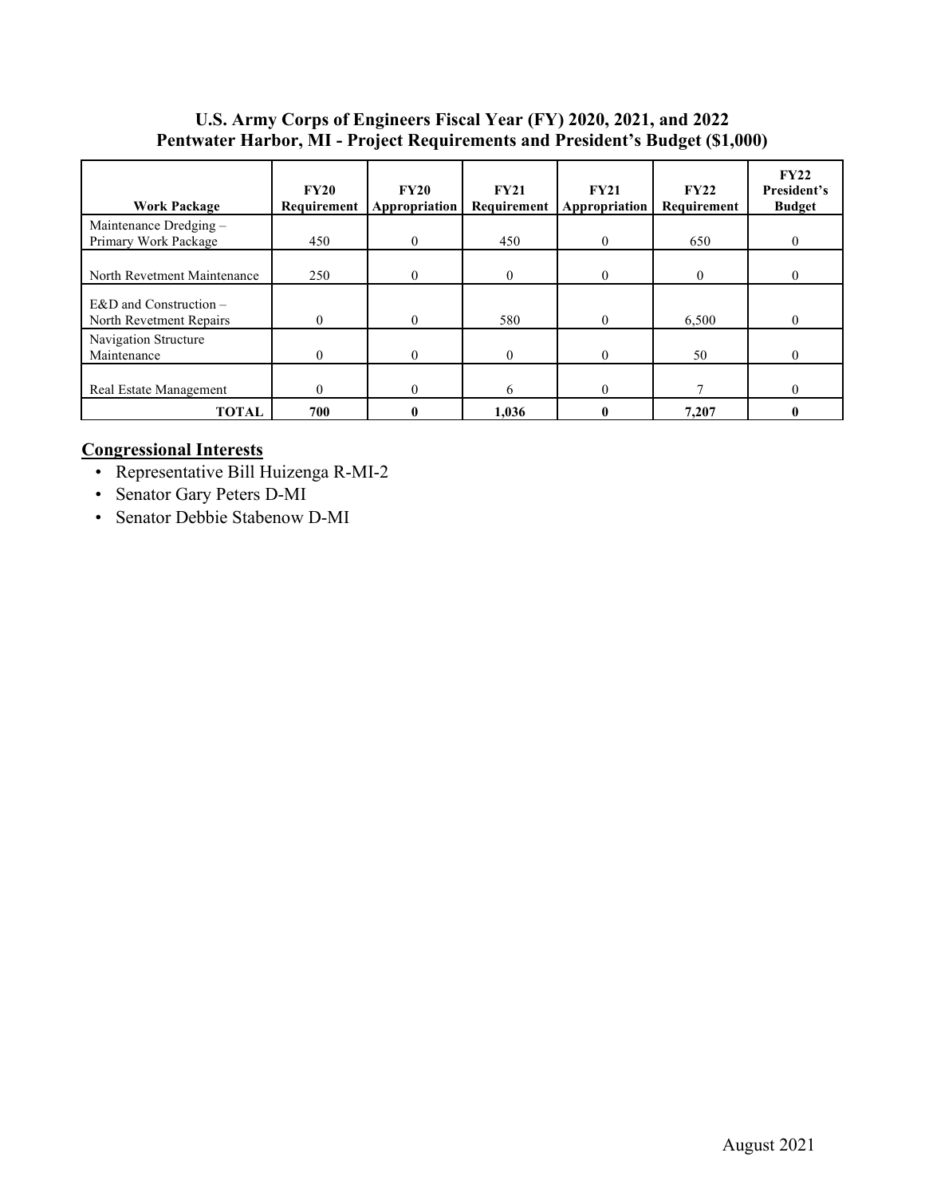**U.S. Army Corps of Engineers Fiscal Year (FY) 2020, 2021, and 2022**
**Pentwater Harbor, MI - Project Requirements and President's Budget ($1,000)**

| Work Package | FY20 Requirement | FY20 Appropriation | FY21 Requirement | FY21 Appropriation | FY22 Requirement | FY22 President's Budget |
|---|---|---|---|---|---|---|
| Maintenance Dredging – Primary Work Package | 450 | 0 | 450 | 0 | 650 | 0 |
| North Revetment Maintenance | 250 | 0 | 0 | 0 | 0 | 0 |
| E&D and Construction – North Revetment Repairs | 0 | 0 | 580 | 0 | 6,500 | 0 |
| Navigation Structure Maintenance | 0 | 0 | 0 | 0 | 50 | 0 |
| Real Estate Management | 0 | 0 | 6 | 0 | 7 | 0 |
| **TOTAL** | **700** | **0** | **1,036** | **0** | **7,207** | **0** |

## Congressional Interests

- Representative Bill Huizenga R-MI-2
- Senator Gary Peters D-MI
- Senator Debbie Stabenow D-MI

August 2021